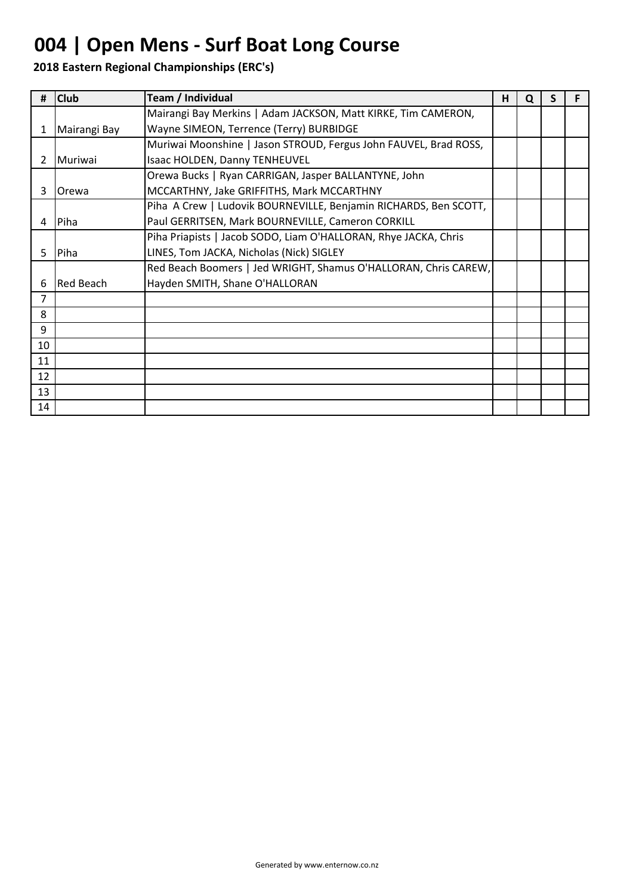# 004 | Open Mens - Surf Boat Long Course

**2018 Eastern Regional Championships (ERC's)**

| # | Club | Team / Individual | H | Q | S | F |
|---|---|---|---|---|---|---|
| 1 | Mairangi Bay | Mairangi Bay Merkins \| Adam JACKSON, Matt KIRKE, Tim CAMERON, Wayne SIMEON, Terrence (Terry) BURBIDGE | | | | |
| 2 | Muriwai | Muriwai Moonshine \| Jason STROUD, Fergus John FAUVEL, Brad ROSS, Isaac HOLDEN, Danny TENHEUVEL | | | | |
| 3 | Orewa | Orewa Bucks \| Ryan CARRIGAN, Jasper BALLANTYNE, John MCCARTHNY, Jake GRIFFITHS, Mark MCCARTHNY | | | | |
| 4 | Piha | Piha A Crew \| Ludovik BOURNEVILLE, Benjamin RICHARDS, Ben SCOTT, Paul GERRITSEN, Mark BOURNEVILLE, Cameron CORKILL | | | | |
| 5 | Piha | Piha Priapists \| Jacob SODO, Liam O'HALLORAN, Rhye JACKA, Chris LINES, Tom JACKA, Nicholas (Nick) SIGLEY | | | | |
| 6 | Red Beach | Red Beach Boomers \| Jed WRIGHT, Shamus O'HALLORAN, Chris CAREW, Hayden SMITH, Shane O'HALLORAN | | | | |
| 7 | | | | | | |
| 8 | | | | | | |
| 9 | | | | | | |
| 10 | | | | | | |
| 11 | | | | | | |
| 12 | | | | | | |
| 13 | | | | | | |
| 14 | | | | | | |

Generated by www.enternow.co.nz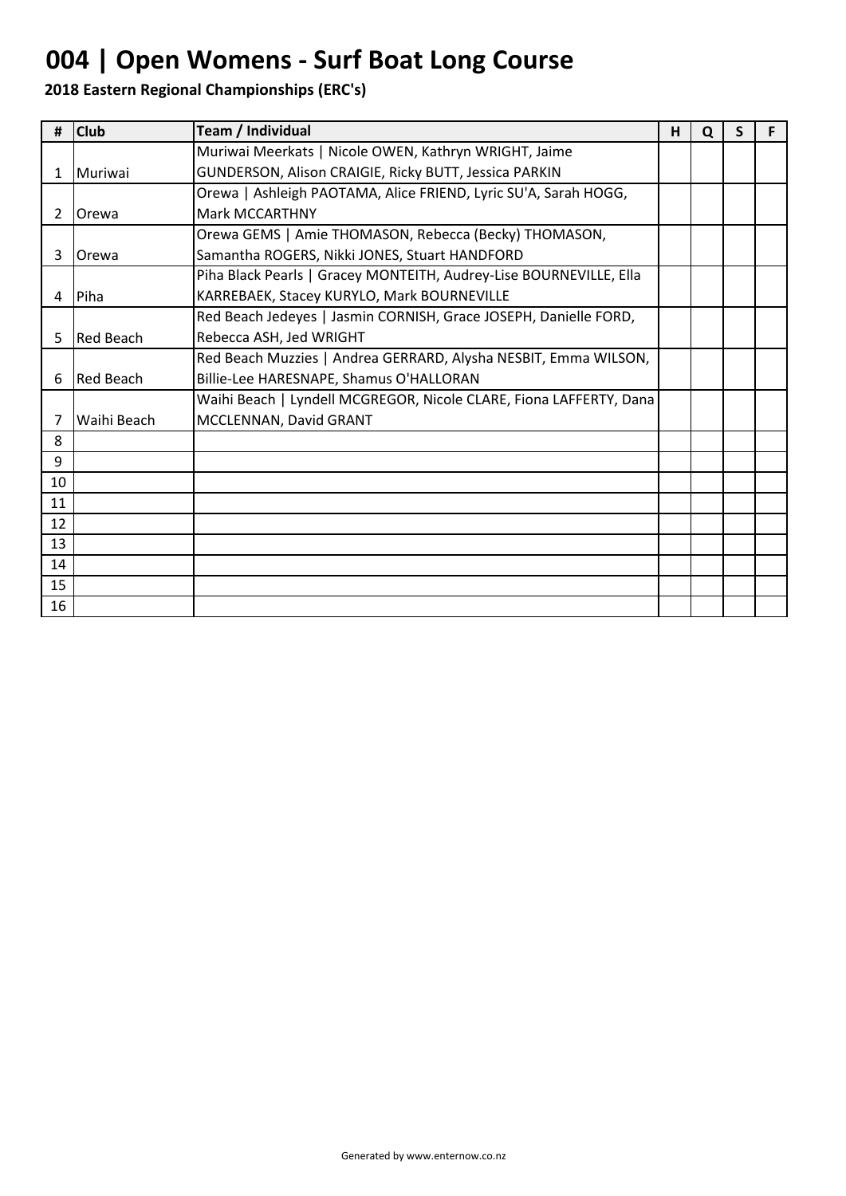# 004 | Open Womens - Surf Boat Long Course

**2018 Eastern Regional Championships (ERC's)**

| # | Club | Team / Individual | H | Q | S | F |
|---|---|---|---|---|---|---|
| 1 | Muriwai | Muriwai Meerkats \| Nicole OWEN, Kathryn WRIGHT, Jaime GUNDERSON, Alison CRAIGIE, Ricky BUTT, Jessica PARKIN | | | | |
| 2 | Orewa | Orewa \| Ashleigh PAOTAMA, Alice FRIEND, Lyric SU'A, Sarah HOGG, Mark MCCARTHNY | | | | |
| 3 | Orewa | Orewa GEMS \| Amie THOMASON, Rebecca (Becky) THOMASON, Samantha ROGERS, Nikki JONES, Stuart HANDFORD | | | | |
| 4 | Piha | Piha Black Pearls \| Gracey MONTEITH, Audrey-Lise BOURNEVILLE, Ella KARREBAEK, Stacey KURYLO, Mark BOURNEVILLE | | | | |
| 5 | Red Beach | Red Beach Jedeyes \| Jasmin CORNISH, Grace JOSEPH, Danielle FORD, Rebecca ASH, Jed WRIGHT | | | | |
| 6 | Red Beach | Red Beach Muzzies \| Andrea GERRARD, Alysha NESBIT, Emma WILSON, Billie-Lee HARESNAPE, Shamus O'HALLORAN | | | | |
| 7 | Waihi Beach | Waihi Beach \| Lyndell MCGREGOR, Nicole CLARE, Fiona LAFFERTY, Dana MCCLENNAN, David GRANT | | | | |
| 8 | | | | | | |
| 9 | | | | | | |
| 10 | | | | | | |
| 11 | | | | | | |
| 12 | | | | | | |
| 13 | | | | | | |
| 14 | | | | | | |
| 15 | | | | | | |
| 16 | | | | | | |

Generated by www.enternow.co.nz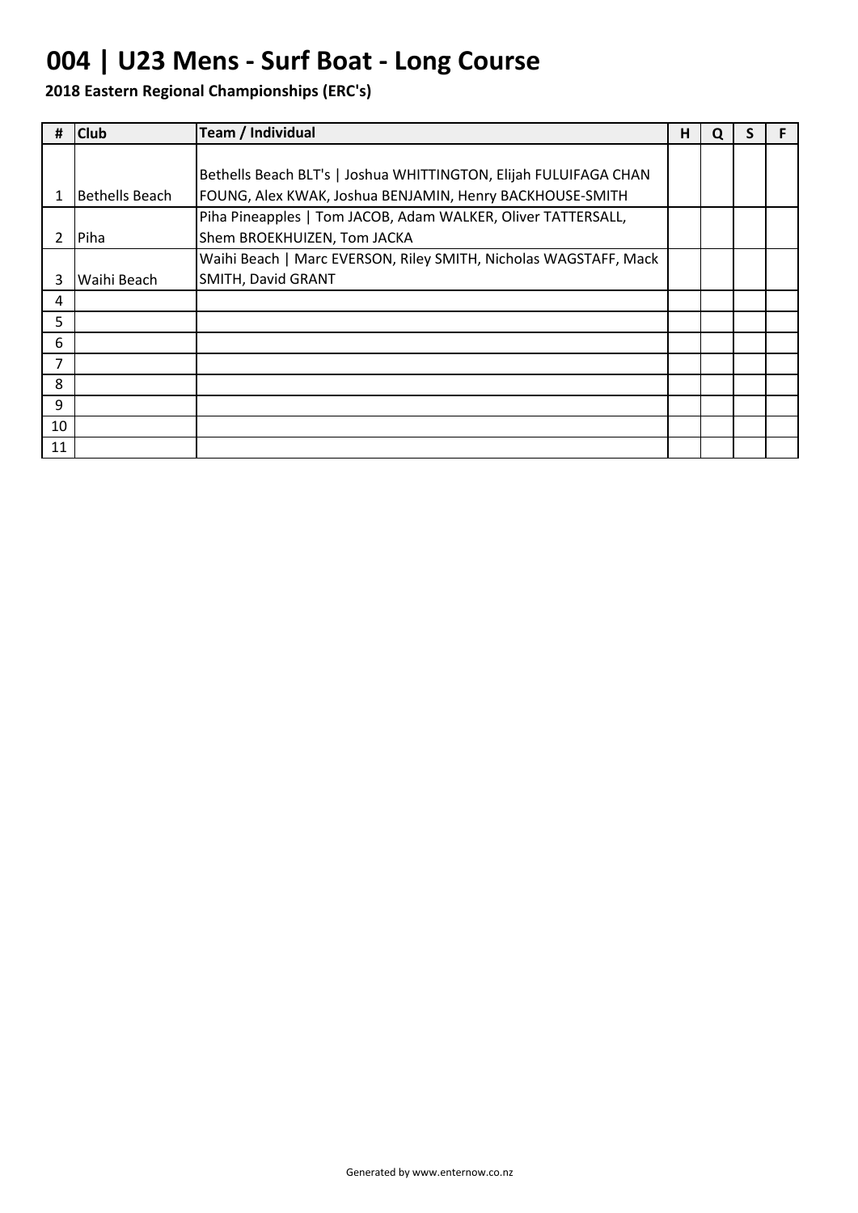# 004 | U23 Mens - Surf Boat - Long Course

**2018 Eastern Regional Championships (ERC's)**

| # | Club | Team / Individual | H | Q | S | F |
|---|---|---|---|---|---|---|
| 1 | Bethells Beach | Bethells Beach BLT's \| Joshua WHITTINGTON, Elijah FULUIFAGA CHAN FOUNG, Alex KWAK, Joshua BENJAMIN, Henry BACKHOUSE-SMITH | | | | |
| 2 | Piha | Piha Pineapples \| Tom JACOB, Adam WALKER, Oliver TATTERSALL, Shem BROEKHUIZEN, Tom JACKA | | | | |
| 3 | Waihi Beach | Waihi Beach \| Marc EVERSON, Riley SMITH, Nicholas WAGSTAFF, Mack SMITH, David GRANT | | | | |
| 4 | | | | | | |
| 5 | | | | | | |
| 6 | | | | | | |
| 7 | | | | | | |
| 8 | | | | | | |
| 9 | | | | | | |
| 10 | | | | | | |
| 11 | | | | | | |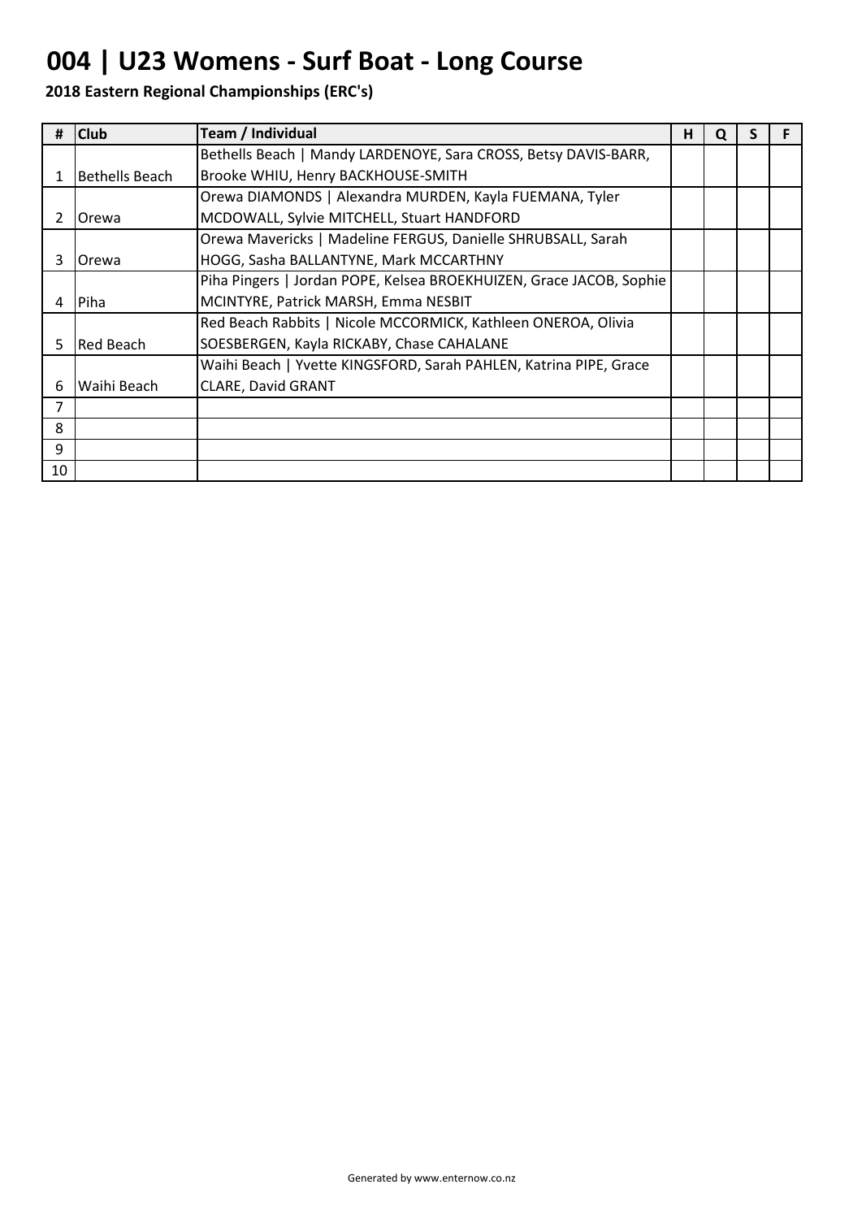# 004 | U23 Womens - Surf Boat - Long Course

**2018 Eastern Regional Championships (ERC's)**

| # | Club | Team / Individual | H | Q | S | F |
|---|---|---|---|---|---|---|
| 1 | Bethells Beach | Bethells Beach \| Mandy LARDENOYE, Sara CROSS, Betsy DAVIS-BARR, Brooke WHIU, Henry BACKHOUSE-SMITH | | | | |
| 2 | Orewa | Orewa DIAMONDS \| Alexandra MURDEN, Kayla FUEMANA, Tyler MCDOWALL, Sylvie MITCHELL, Stuart HANDFORD | | | | |
| 3 | Orewa | Orewa Mavericks \| Madeline FERGUS, Danielle SHRUBSALL, Sarah HOGG, Sasha BALLANTYNE, Mark MCCARTHNY | | | | |
| 4 | Piha | Piha Pingers \| Jordan POPE, Kelsea BROEKHUIZEN, Grace JACOB, Sophie MCINTYRE, Patrick MARSH, Emma NESBIT | | | | |
| 5 | Red Beach | Red Beach Rabbits \| Nicole MCCORMICK, Kathleen ONEROA, Olivia SOESBERGEN, Kayla RICKABY, Chase CAHALANE | | | | |
| 6 | Waihi Beach | Waihi Beach \| Yvette KINGSFORD, Sarah PAHLEN, Katrina PIPE, Grace CLARE, David GRANT | | | | |
| 7 | | | | | | |
| 8 | | | | | | |
| 9 | | | | | | |
| 10 | | | | | | |

Generated by www.enternow.co.nz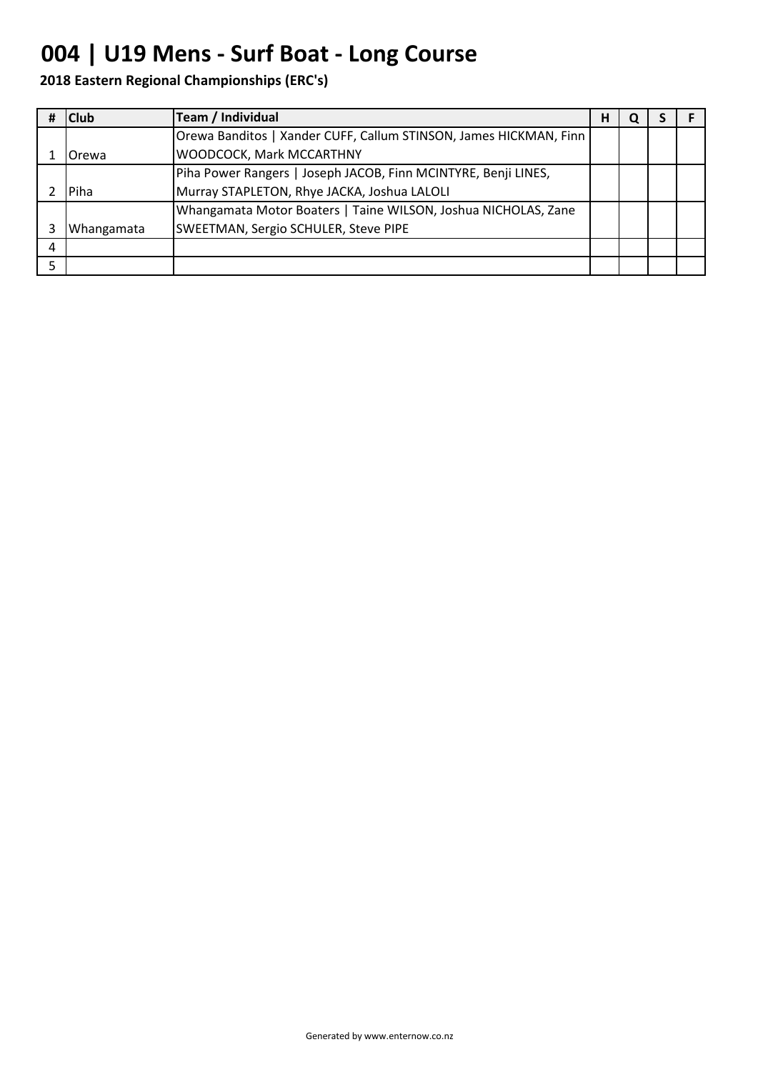# 004 | U19 Mens - Surf Boat - Long Course

**2018 Eastern Regional Championships (ERC's)**

| # | Club | Team / Individual | H | Q | S | F |
|---|---|---|---|---|---|---|
| 1 | Orewa | Orewa Banditos \| Xander CUFF, Callum STINSON, James HICKMAN, Finn WOODCOCK, Mark MCCARTHNY | | | | |
| 2 | Piha | Piha Power Rangers \| Joseph JACOB, Finn MCINTYRE, Benji LINES, Murray STAPLETON, Rhye JACKA, Joshua LALOLI | | | | |
| 3 | Whangamata | Whangamata Motor Boaters \| Taine WILSON, Joshua NICHOLAS, Zane SWEETMAN, Sergio SCHULER, Steve PIPE | | | | |
| 4 | | | | | | |
| 5 | | | | | | |

Generated by www.enternow.co.nz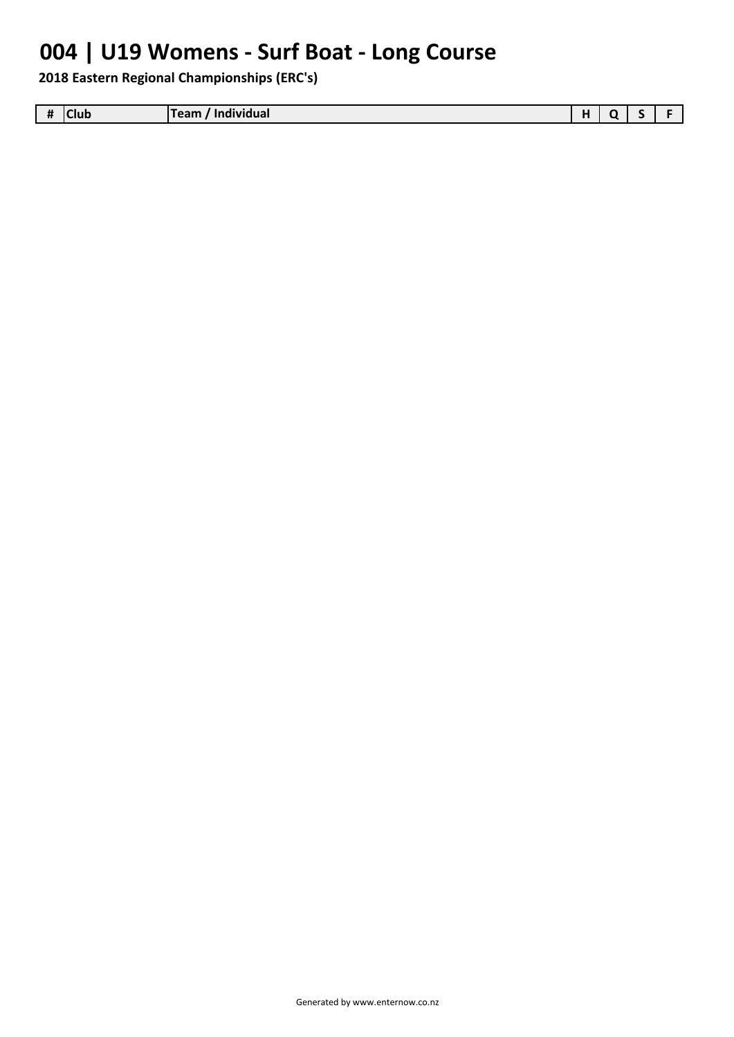# 004 | U19 Womens - Surf Boat - Long Course

**2018 Eastern Regional Championships (ERC's)**

| # | Club | Team / Individual | H | Q | S | F |
|---|---|---|---|---|---|---|

Generated by www.enternow.co.nz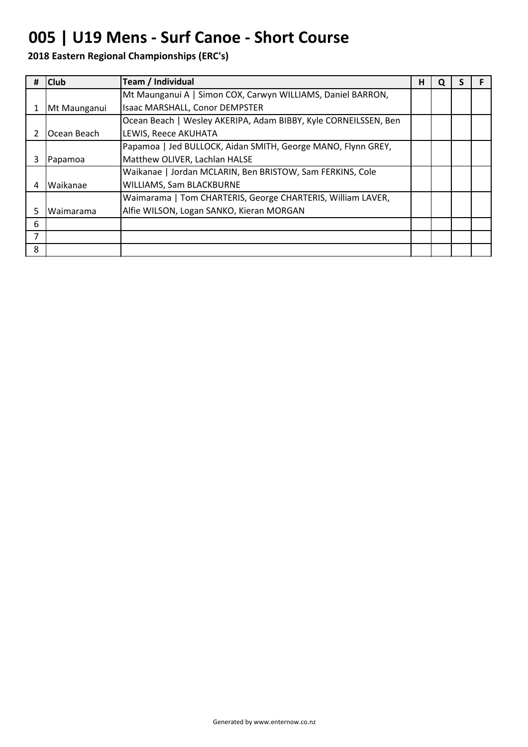# 005 | U19 Mens - Surf Canoe - Short Course

**2018 Eastern Regional Championships (ERC's)**

| # | Club | Team / Individual | H | Q | S | F |
|---|---|---|---|---|---|---|
| 1 | Mt Maunganui | Mt Maunganui A \| Simon COX, Carwyn WILLIAMS, Daniel BARRON, Isaac MARSHALL, Conor DEMPSTER | | | | |
| 2 | Ocean Beach | Ocean Beach \| Wesley AKERIPA, Adam BIBBY, Kyle CORNEILSSEN, Ben LEWIS, Reece AKUHATA | | | | |
| 3 | Papamoa | Papamoa \| Jed BULLOCK, Aidan SMITH, George MANO, Flynn GREY, Matthew OLIVER, Lachlan HALSE | | | | |
| 4 | Waikanae | Waikanae \| Jordan MCLARIN, Ben BRISTOW, Sam FERKINS, Cole WILLIAMS, Sam BLACKBURNE | | | | |
| 5 | Waimarama | Waimarama \| Tom CHARTERIS, George CHARTERIS, William LAVER, Alfie WILSON, Logan SANKO, Kieran MORGAN | | | | |
| 6 | | | | | | |
| 7 | | | | | | |
| 8 | | | | | | |

Generated by www.enternow.co.nz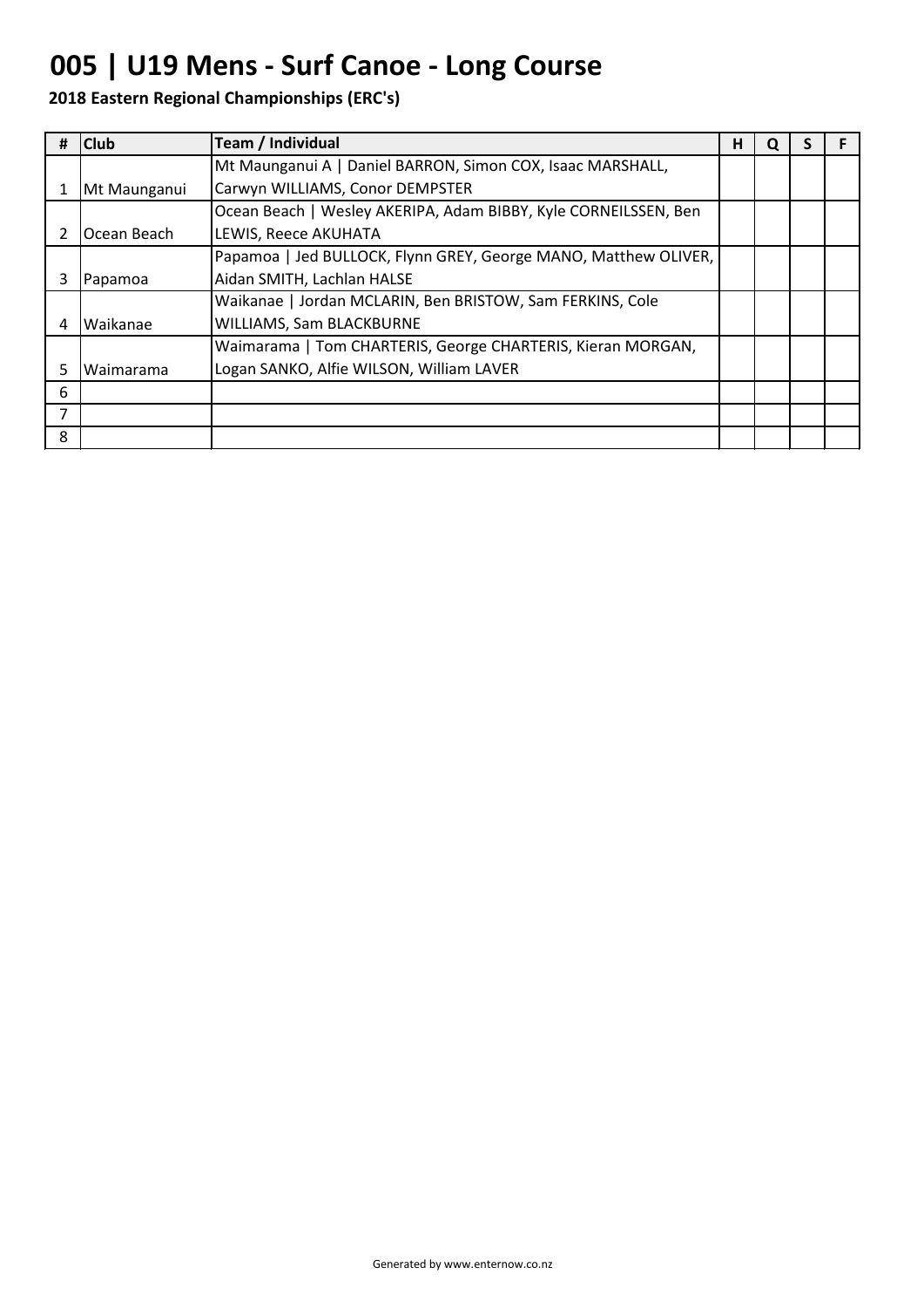# 005 | U19 Mens - Surf Canoe - Long Course

**2018 Eastern Regional Championships (ERC's)**

| # | Club | Team / Individual | H | Q | S | F |
|---|---|---|---|---|---|---|
| 1 | Mt Maunganui | Mt Maunganui A \| Daniel BARRON, Simon COX, Isaac MARSHALL, Carwyn WILLIAMS, Conor DEMPSTER | | | | |
| 2 | Ocean Beach | Ocean Beach \| Wesley AKERIPA, Adam BIBBY, Kyle CORNEILSSEN, Ben LEWIS, Reece AKUHATA | | | | |
| 3 | Papamoa | Papamoa \| Jed BULLOCK, Flynn GREY, George MANO, Matthew OLIVER, Aidan SMITH, Lachlan HALSE | | | | |
| 4 | Waikanae | Waikanae \| Jordan MCLARIN, Ben BRISTOW, Sam FERKINS, Cole WILLIAMS, Sam BLACKBURNE | | | | |
| 5 | Waimarama | Waimarama \| Tom CHARTERIS, George CHARTERIS, Kieran MORGAN, Logan SANKO, Alfie WILSON, William LAVER | | | | |
| 6 | | | | | | |
| 7 | | | | | | |
| 8 | | | | | | |

Generated by www.enternow.co.nz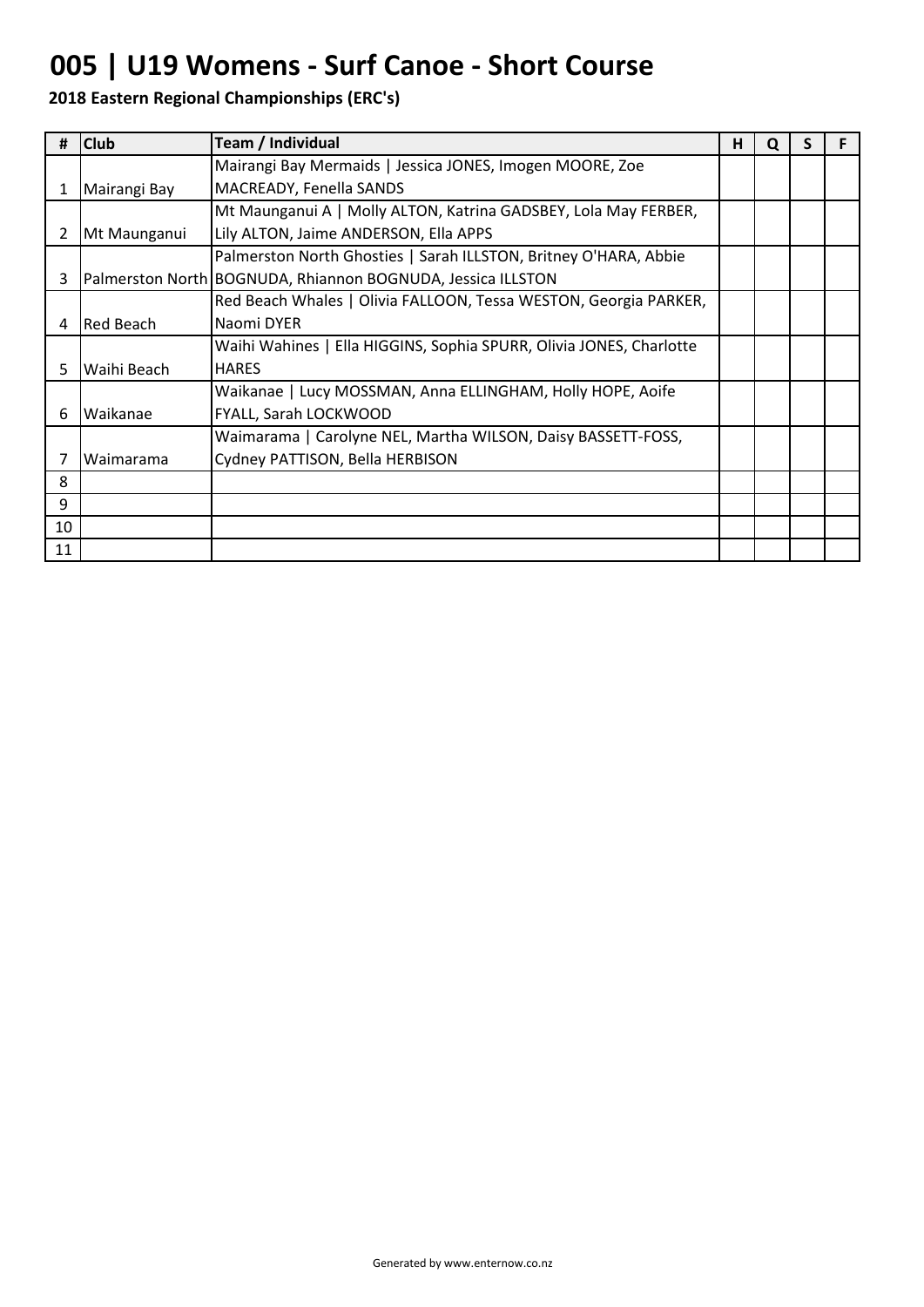# 005 | U19 Womens - Surf Canoe - Short Course

**2018 Eastern Regional Championships (ERC's)**

| # | Club | Team / Individual | H | Q | S | F |
|---|---|---|---|---|---|---|
| 1 | Mairangi Bay | Mairangi Bay Mermaids \| Jessica JONES, Imogen MOORE, Zoe MACREADY, Fenella SANDS | | | | |
| 2 | Mt Maunganui | Mt Maunganui A \| Molly ALTON, Katrina GADSBEY, Lola May FERBER, Lily ALTON, Jaime ANDERSON, Ella APPS | | | | |
| 3 | Palmerston North | Palmerston North Ghosties \| Sarah ILLSTON, Britney O'HARA, Abbie BOGNUDA, Rhiannon BOGNUDA, Jessica ILLSTON | | | | |
| 4 | Red Beach | Red Beach Whales \| Olivia FALLOON, Tessa WESTON, Georgia PARKER, Naomi DYER | | | | |
| 5 | Waihi Beach | Waihi Wahines \| Ella HIGGINS, Sophia SPURR, Olivia JONES, Charlotte HARES | | | | |
| 6 | Waikanae | Waikanae \| Lucy MOSSMAN, Anna ELLINGHAM, Holly HOPE, Aoife FYALL, Sarah LOCKWOOD | | | | |
| 7 | Waimarama | Waimarama \| Carolyne NEL, Martha WILSON, Daisy BASSETT-FOSS, Cydney PATTISON, Bella HERBISON | | | | |
| 8 | | | | | | |
| 9 | | | | | | |
| 10 | | | | | | |
| 11 | | | | | | |

Generated by www.enternow.co.nz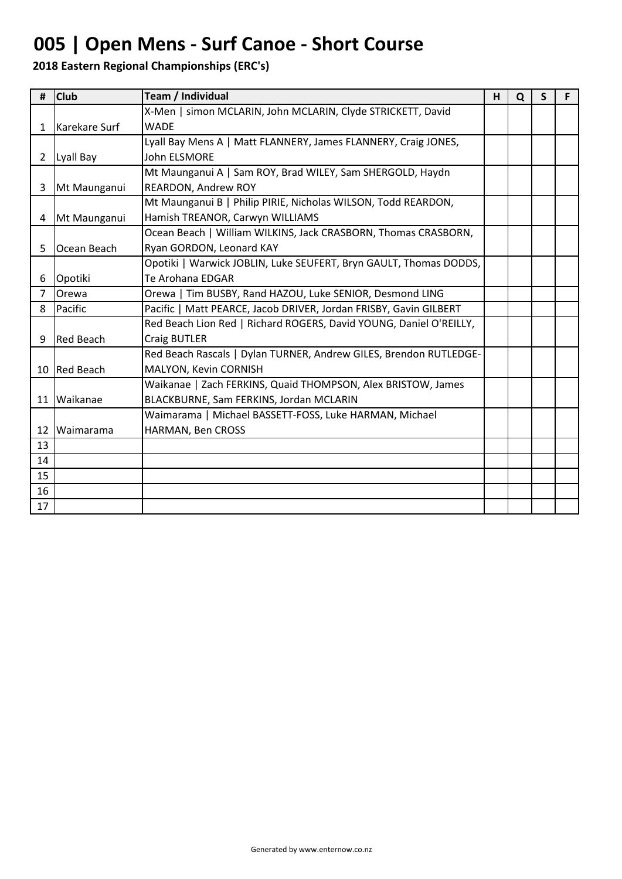# 005 | Open Mens - Surf Canoe - Short Course

**2018 Eastern Regional Championships (ERC's)**

| # | Club | Team / Individual | H | Q | S | F |
|---|---|---|---|---|---|---|
| 1 | Karekare Surf | X-Men \| simon MCLARIN, John MCLARIN, Clyde STRICKETT, David WADE | | | | |
| 2 | Lyall Bay | Lyall Bay Mens A \| Matt FLANNERY, James FLANNERY, Craig JONES, John ELSMORE | | | | |
| 3 | Mt Maunganui | Mt Maunganui A \| Sam ROY, Brad WILEY, Sam SHERGOLD, Haydn REARDON, Andrew ROY | | | | |
| 4 | Mt Maunganui | Mt Maunganui B \| Philip PIRIE, Nicholas WILSON, Todd REARDON, Hamish TREANOR, Carwyn WILLIAMS | | | | |
| 5 | Ocean Beach | Ocean Beach \| William WILKINS, Jack CRASBORN, Thomas CRASBORN, Ryan GORDON, Leonard KAY | | | | |
| 6 | Opotiki | Opotiki \| Warwick JOBLIN, Luke SEUFERT, Bryn GAULT, Thomas DODDS, Te Arohana EDGAR | | | | |
| 7 | Orewa | Orewa \| Tim BUSBY, Rand HAZOU, Luke SENIOR, Desmond LING | | | | |
| 8 | Pacific | Pacific \| Matt PEARCE, Jacob DRIVER, Jordan FRISBY, Gavin GILBERT | | | | |
| 9 | Red Beach | Red Beach Lion Red \| Richard ROGERS, David YOUNG, Daniel O'REILLY, Craig BUTLER | | | | |
| 10 | Red Beach | Red Beach Rascals \| Dylan TURNER, Andrew GILES, Brendon RUTLEDGE-MALYON, Kevin CORNISH | | | | |
| 11 | Waikanae | Waikanae \| Zach FERKINS, Quaid THOMPSON, Alex BRISTOW, James BLACKBURNE, Sam FERKINS, Jordan MCLARIN | | | | |
| 12 | Waimarama | Waimarama \| Michael BASSETT-FOSS, Luke HARMAN, Michael HARMAN, Ben CROSS | | | | |
| 13 | | | | | | |
| 14 | | | | | | |
| 15 | | | | | | |
| 16 | | | | | | |
| 17 | | | | | | |

Generated by www.enternow.co.nz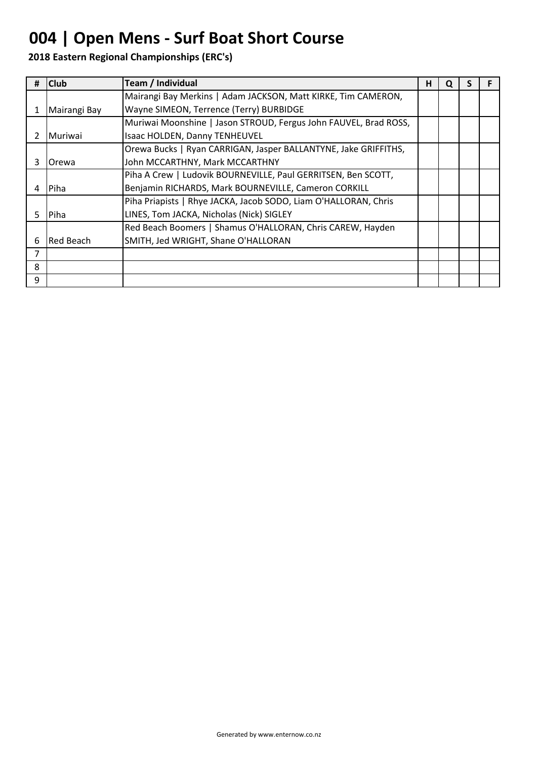# 004 | Open Mens - Surf Boat Short Course

**2018 Eastern Regional Championships (ERC's)**

| # | Club | Team / Individual | H | Q | S | F |
|---|---|---|---|---|---|---|
| 1 | Mairangi Bay | Mairangi Bay Merkins \| Adam JACKSON, Matt KIRKE, Tim CAMERON, Wayne SIMEON, Terrence (Terry) BURBIDGE | | | | |
| 2 | Muriwai | Muriwai Moonshine \| Jason STROUD, Fergus John FAUVEL, Brad ROSS, Isaac HOLDEN, Danny TENHEUVEL | | | | |
| 3 | Orewa | Orewa Bucks \| Ryan CARRIGAN, Jasper BALLANTYNE, Jake GRIFFITHS, John MCCARTHNY, Mark MCCARTHNY | | | | |
| 4 | Piha | Piha A Crew \| Ludovik BOURNEVILLE, Paul GERRITSEN, Ben SCOTT, Benjamin RICHARDS, Mark BOURNEVILLE, Cameron CORKILL | | | | |
| 5 | Piha | Piha Priapists \| Rhye JACKA, Jacob SODO, Liam O'HALLORAN, Chris LINES, Tom JACKA, Nicholas (Nick) SIGLEY | | | | |
| 6 | Red Beach | Red Beach Boomers \| Shamus O'HALLORAN, Chris CAREW, Hayden SMITH, Jed WRIGHT, Shane O'HALLORAN | | | | |
| 7 | | | | | | |
| 8 | | | | | | |
| 9 | | | | | | |

Generated by www.enternow.co.nz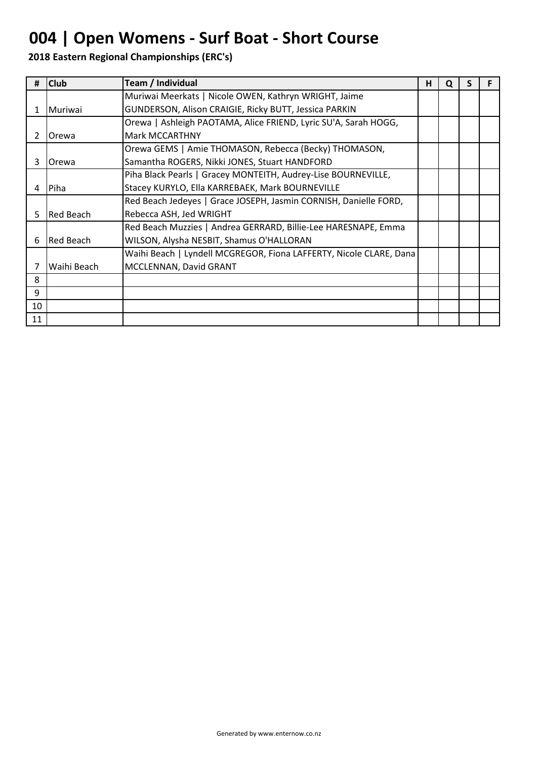# 004 | Open Womens - Surf Boat - Short Course

**2018 Eastern Regional Championships (ERC's)**

| # | Club | Team / Individual | H | Q | S | F |
|---|---|---|---|---|---|---|
| 1 | Muriwai | Muriwai Meerkats \| Nicole OWEN, Kathryn WRIGHT, Jaime GUNDERSON, Alison CRAIGIE, Ricky BUTT, Jessica PARKIN | | | | |
| 2 | Orewa | Orewa \| Ashleigh PAOTAMA, Alice FRIEND, Lyric SU'A, Sarah HOGG, Mark MCCARTHNY | | | | |
| 3 | Orewa | Orewa GEMS \| Amie THOMASON, Rebecca (Becky) THOMASON, Samantha ROGERS, Nikki JONES, Stuart HANDFORD | | | | |
| 4 | Piha | Piha Black Pearls \| Gracey MONTEITH, Audrey-Lise BOURNEVILLE, Stacey KURYLO, Ella KARREBAEK, Mark BOURNEVILLE | | | | |
| 5 | Red Beach | Red Beach Jedeyes \| Grace JOSEPH, Jasmin CORNISH, Danielle FORD, Rebecca ASH, Jed WRIGHT | | | | |
| 6 | Red Beach | Red Beach Muzzies \| Andrea GERRARD, Billie-Lee HARESNAPE, Emma WILSON, Alysha NESBIT, Shamus O'HALLORAN | | | | |
| 7 | Waihi Beach | Waihi Beach \| Lyndell MCGREGOR, Fiona LAFFERTY, Nicole CLARE, Dana MCCLENNAN, David GRANT | | | | |
| 8 | | | | | | |
| 9 | | | | | | |
| 10 | | | | | | |
| 11 | | | | | | |

Generated by www.enternow.co.nz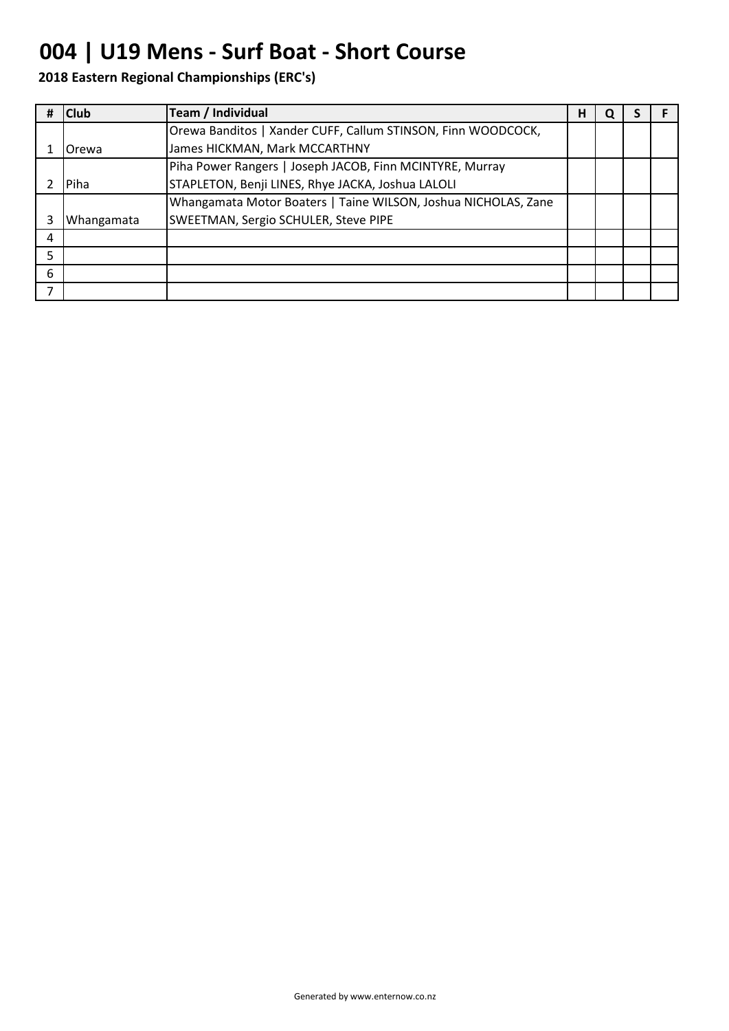# 004 | U19 Mens - Surf Boat - Short Course

**2018 Eastern Regional Championships (ERC's)**

| # | Club | Team / Individual | H | Q | S | F |
|---|---|---|---|---|---|---|
| 1 | Orewa | Orewa Banditos \| Xander CUFF, Callum STINSON, Finn WOODCOCK, James HICKMAN, Mark MCCARTHNY | | | | |
| 2 | Piha | Piha Power Rangers \| Joseph JACOB, Finn MCINTYRE, Murray STAPLETON, Benji LINES, Rhye JACKA, Joshua LALOLI | | | | |
| 3 | Whangamata | Whangamata Motor Boaters \| Taine WILSON, Joshua NICHOLAS, Zane SWEETMAN, Sergio SCHULER, Steve PIPE | | | | |
| 4 | | | | | | |
| 5 | | | | | | |
| 6 | | | | | | |
| 7 | | | | | | |

Generated by www.enternow.co.nz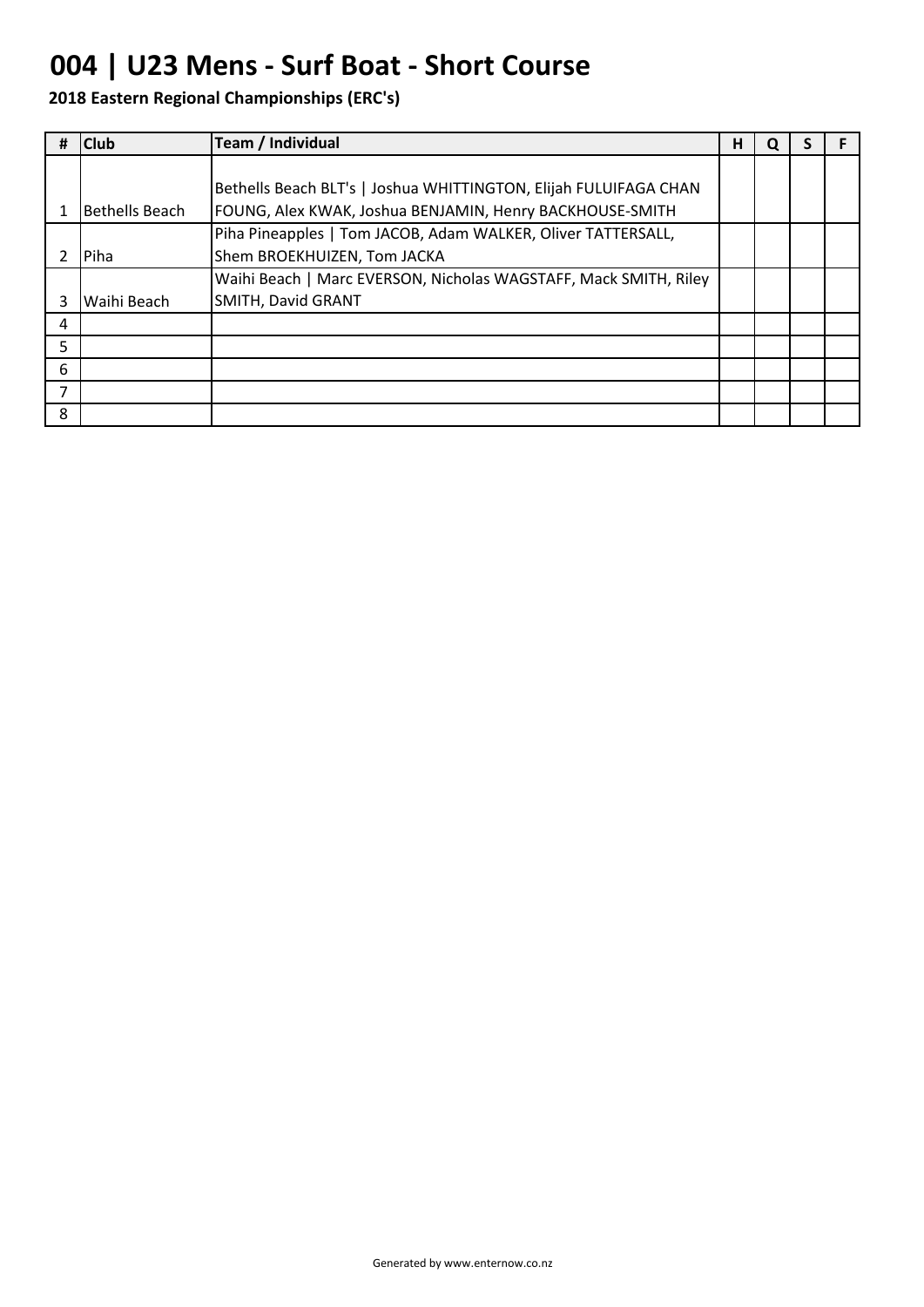# 004 | U23 Mens - Surf Boat - Short Course

**2018 Eastern Regional Championships (ERC's)**

| # | Club | Team / Individual | H | Q | S | F |
|---|---|---|---|---|---|---|
| 1 | Bethells Beach | Bethells Beach BLT's \| Joshua WHITTINGTON, Elijah FULUIFAGA CHAN FOUNG, Alex KWAK, Joshua BENJAMIN, Henry BACKHOUSE-SMITH | | | | |
| 2 | Piha | Piha Pineapples \| Tom JACOB, Adam WALKER, Oliver TATTERSALL, Shem BROEKHUIZEN, Tom JACKA | | | | |
| 3 | Waihi Beach | Waihi Beach \| Marc EVERSON, Nicholas WAGSTAFF, Mack SMITH, Riley SMITH, David GRANT | | | | |
| 4 | | | | | | |
| 5 | | | | | | |
| 6 | | | | | | |
| 7 | | | | | | |
| 8 | | | | | | |

Generated by www.enternow.co.nz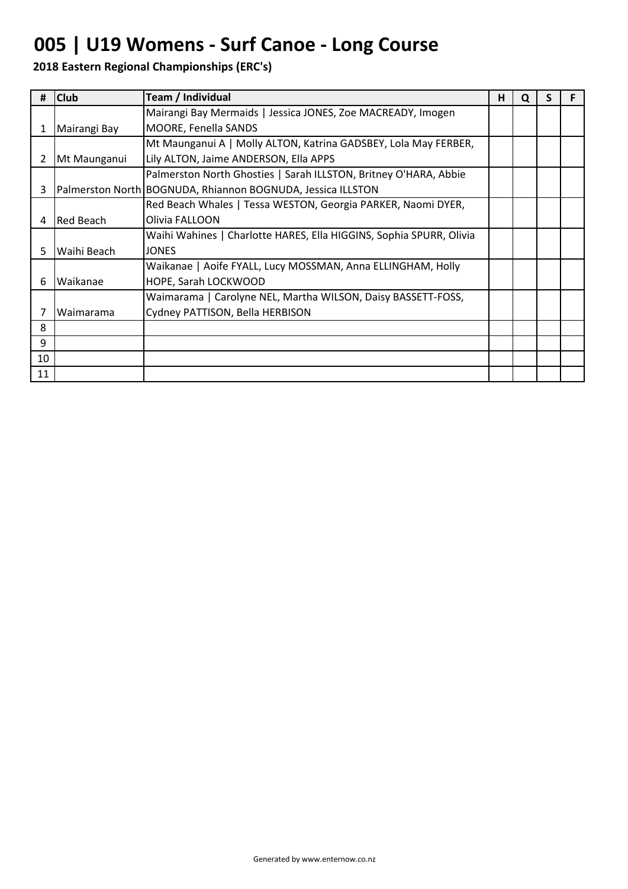# 005 | U19 Womens - Surf Canoe - Long Course

**2018 Eastern Regional Championships (ERC's)**

| # | Club | Team / Individual | H | Q | S | F |
|---|---|---|---|---|---|---|
| 1 | Mairangi Bay | Mairangi Bay Mermaids \| Jessica JONES, Zoe MACREADY, Imogen MOORE, Fenella SANDS | | | | |
| 2 | Mt Maunganui | Mt Maunganui A \| Molly ALTON, Katrina GADSBEY, Lola May FERBER, Lily ALTON, Jaime ANDERSON, Ella APPS | | | | |
| 3 | Palmerston North | Palmerston North Ghosties \| Sarah ILLSTON, Britney O'HARA, Abbie BOGNUDA, Rhiannon BOGNUDA, Jessica ILLSTON | | | | |
| 4 | Red Beach | Red Beach Whales \| Tessa WESTON, Georgia PARKER, Naomi DYER, Olivia FALLOON | | | | |
| 5 | Waihi Beach | Waihi Wahines \| Charlotte HARES, Ella HIGGINS, Sophia SPURR, Olivia JONES | | | | |
| 6 | Waikanae | Waikanae \| Aoife FYALL, Lucy MOSSMAN, Anna ELLINGHAM, Holly HOPE, Sarah LOCKWOOD | | | | |
| 7 | Waimarama | Waimarama \| Carolyne NEL, Martha WILSON, Daisy BASSETT-FOSS, Cydney PATTISON, Bella HERBISON | | | | |
| 8 | | | | | | |
| 9 | | | | | | |
| 10 | | | | | | |
| 11 | | | | | | |

Generated by www.enternow.co.nz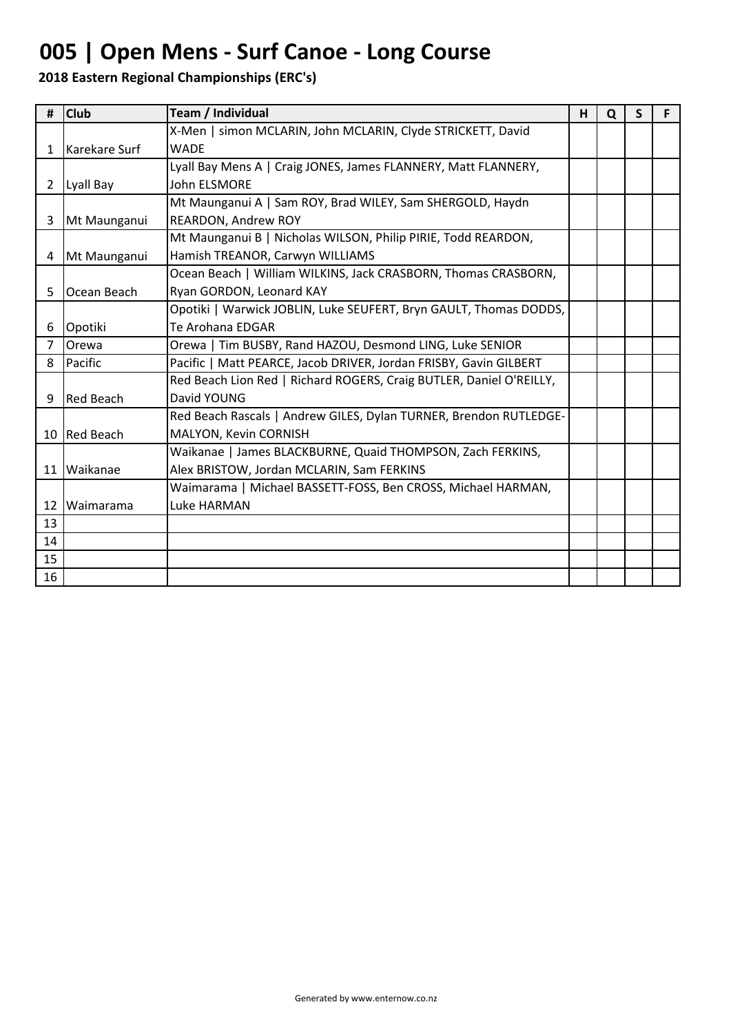# 005 | Open Mens - Surf Canoe - Long Course

**2018 Eastern Regional Championships (ERC's)**

| # | Club | Team / Individual | H | Q | S | F |
|---|---|---|---|---|---|---|
| 1 | Karekare Surf | X-Men \| simon MCLARIN, John MCLARIN, Clyde STRICKETT, David WADE | | | | |
| 2 | Lyall Bay | Lyall Bay Mens A \| Craig JONES, James FLANNERY, Matt FLANNERY, John ELSMORE | | | | |
| 3 | Mt Maunganui | Mt Maunganui A \| Sam ROY, Brad WILEY, Sam SHERGOLD, Haydn REARDON, Andrew ROY | | | | |
| 4 | Mt Maunganui | Mt Maunganui B \| Nicholas WILSON, Philip PIRIE, Todd REARDON, Hamish TREANOR, Carwyn WILLIAMS | | | | |
| 5 | Ocean Beach | Ocean Beach \| William WILKINS, Jack CRASBORN, Thomas CRASBORN, Ryan GORDON, Leonard KAY | | | | |
| 6 | Opotiki | Opotiki \| Warwick JOBLIN, Luke SEUFERT, Bryn GAULT, Thomas DODDS, Te Arohana EDGAR | | | | |
| 7 | Orewa | Orewa \| Tim BUSBY, Rand HAZOU, Desmond LING, Luke SENIOR | | | | |
| 8 | Pacific | Pacific \| Matt PEARCE, Jacob DRIVER, Jordan FRISBY, Gavin GILBERT | | | | |
| 9 | Red Beach | Red Beach Lion Red \| Richard ROGERS, Craig BUTLER, Daniel O'REILLY, David YOUNG | | | | |
| 10 | Red Beach | Red Beach Rascals \| Andrew GILES, Dylan TURNER, Brendon RUTLEDGE-MALYON, Kevin CORNISH | | | | |
| 11 | Waikanae | Waikanae \| James BLACKBURNE, Quaid THOMPSON, Zach FERKINS, Alex BRISTOW, Jordan MCLARIN, Sam FERKINS | | | | |
| 12 | Waimarama | Waimarama \| Michael BASSETT-FOSS, Ben CROSS, Michael HARMAN, Luke HARMAN | | | | |
| 13 | | | | | | |
| 14 | | | | | | |
| 15 | | | | | | |
| 16 | | | | | | |

Generated by www.enternow.co.nz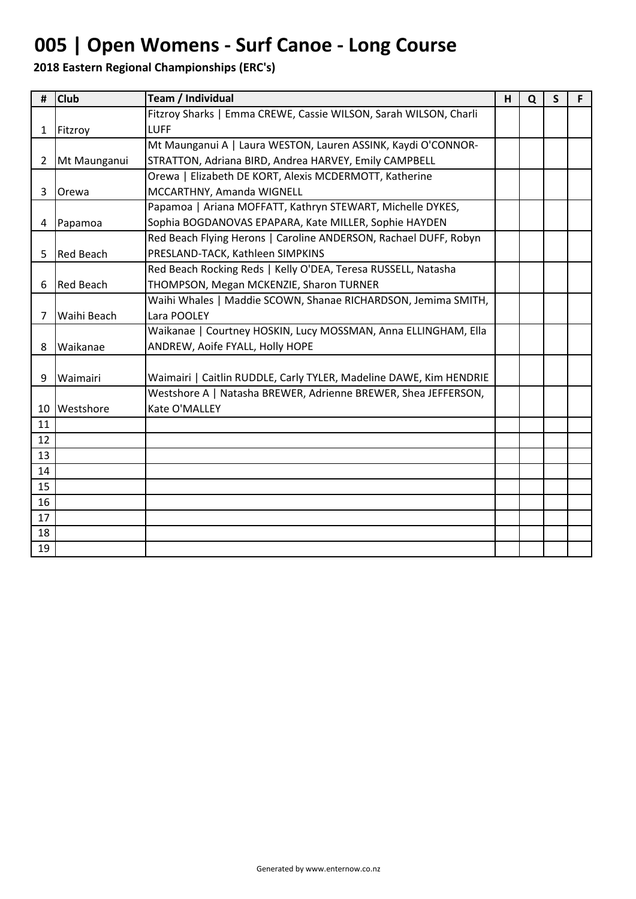# 005 | Open Womens - Surf Canoe - Long Course

**2018 Eastern Regional Championships (ERC's)**

| # | Club | Team / Individual | H | Q | S | F |
|---|---|---|---|---|---|---|
| 1 | Fitzroy | Fitzroy Sharks \| Emma CREWE, Cassie WILSON, Sarah WILSON, Charli LUFF | | | | |
| 2 | Mt Maunganui | Mt Maunganui A \| Laura WESTON, Lauren ASSINK, Kaydi O'CONNOR-STRATTON, Adriana BIRD, Andrea HARVEY, Emily CAMPBELL | | | | |
| 3 | Orewa | Orewa \| Elizabeth DE KORT, Alexis MCDERMOTT, Katherine MCCARTHNY, Amanda WIGNELL | | | | |
| 4 | Papamoa | Papamoa \| Ariana MOFFATT, Kathryn STEWART, Michelle DYKES, Sophia BOGDANOVAS EPAPARA, Kate MILLER, Sophie HAYDEN | | | | |
| 5 | Red Beach | Red Beach Flying Herons \| Caroline ANDERSON, Rachael DUFF, Robyn PRESLAND-TACK, Kathleen SIMPKINS | | | | |
| 6 | Red Beach | Red Beach Rocking Reds \| Kelly O'DEA, Teresa RUSSELL, Natasha THOMPSON, Megan MCKENZIE, Sharon TURNER | | | | |
| 7 | Waihi Beach | Waihi Whales \| Maddie SCOWN, Shanae RICHARDSON, Jemima SMITH, Lara POOLEY | | | | |
| 8 | Waikanae | Waikanae \| Courtney HOSKIN, Lucy MOSSMAN, Anna ELLINGHAM, Ella ANDREW, Aoife FYALL, Holly HOPE | | | | |
| 9 | Waimairi | Waimairi \| Caitlin RUDDLE, Carly TYLER, Madeline DAWE, Kim HENDRIE | | | | |
| 10 | Westshore | Westshore A \| Natasha BREWER, Adrienne BREWER, Shea JEFFERSON, Kate O'MALLEY | | | | |
| 11 | | | | | | |
| 12 | | | | | | |
| 13 | | | | | | |
| 14 | | | | | | |
| 15 | | | | | | |
| 16 | | | | | | |
| 17 | | | | | | |
| 18 | | | | | | |
| 19 | | | | | | |

Generated by www.enternow.co.nz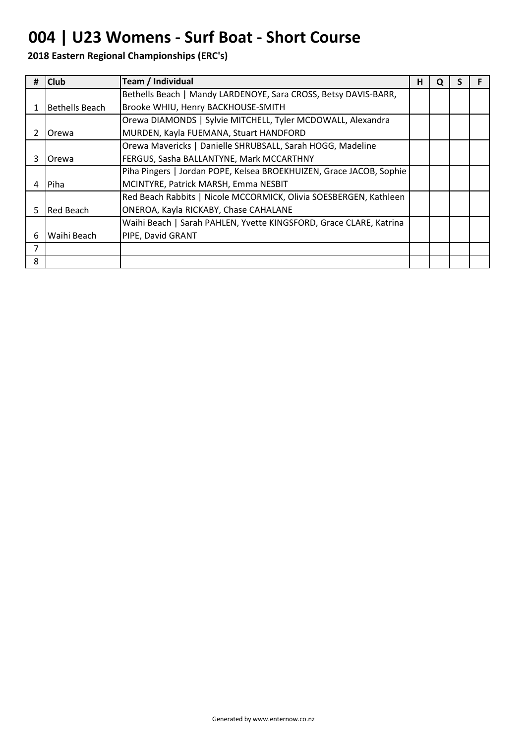# 004 | U23 Womens - Surf Boat - Short Course

**2018 Eastern Regional Championships (ERC's)**

| # | Club | Team / Individual | H | Q | S | F |
|---|---|---|---|---|---|---|
| 1 | Bethells Beach | Bethells Beach \| Mandy LARDENOYE, Sara CROSS, Betsy DAVIS-BARR, Brooke WHIU, Henry BACKHOUSE-SMITH | | | | |
| 2 | Orewa | Orewa DIAMONDS \| Sylvie MITCHELL, Tyler MCDOWALL, Alexandra MURDEN, Kayla FUEMANA, Stuart HANDFORD | | | | |
| 3 | Orewa | Orewa Mavericks \| Danielle SHRUBSALL, Sarah HOGG, Madeline FERGUS, Sasha BALLANTYNE, Mark MCCARTHNY | | | | |
| 4 | Piha | Piha Pingers \| Jordan POPE, Kelsea BROEKHUIZEN, Grace JACOB, Sophie MCINTYRE, Patrick MARSH, Emma NESBIT | | | | |
| 5 | Red Beach | Red Beach Rabbits \| Nicole MCCORMICK, Olivia SOESBERGEN, Kathleen ONEROA, Kayla RICKABY, Chase CAHALANE | | | | |
| 6 | Waihi Beach | Waihi Beach \| Sarah PAHLEN, Yvette KINGSFORD, Grace CLARE, Katrina PIPE, David GRANT | | | | |
| 7 | | | | | | |
| 8 | | | | | | |

Generated by www.enternow.co.nz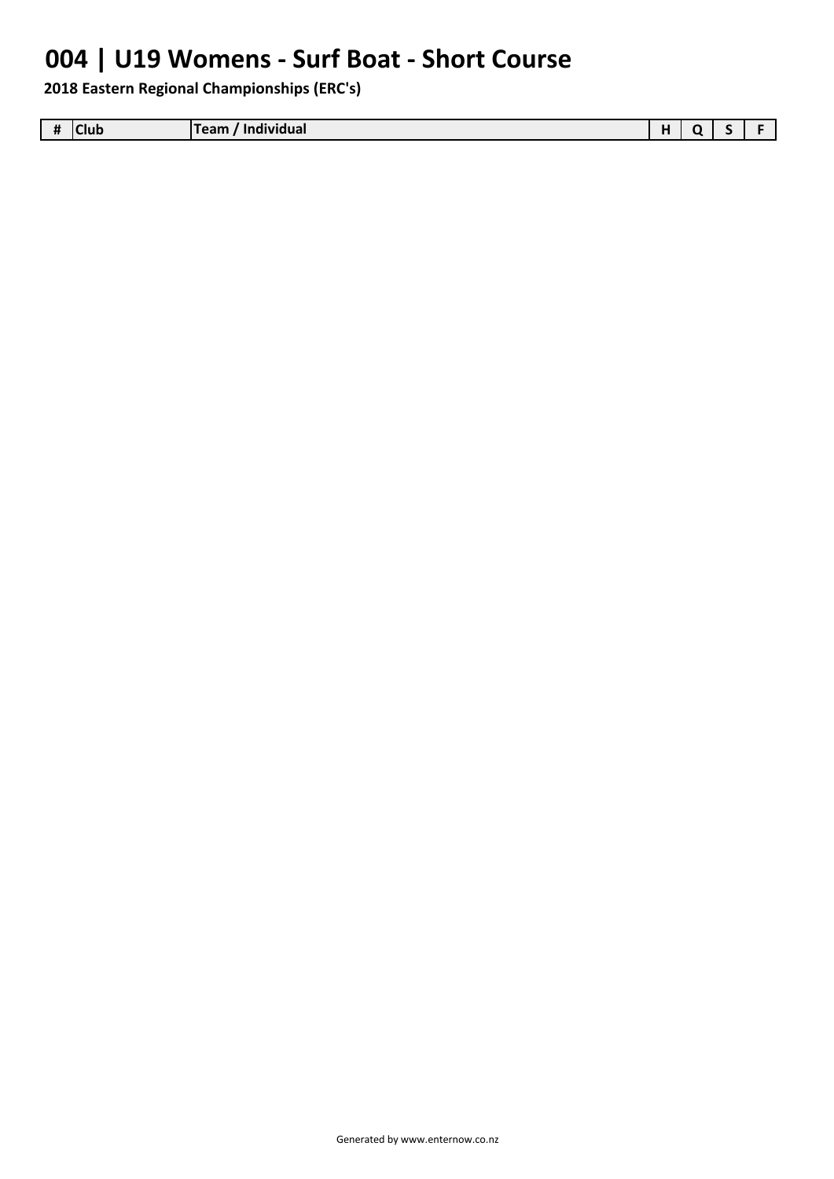# 004 | U19 Womens - Surf Boat - Short Course

**2018 Eastern Regional Championships (ERC's)**

| # | Club | Team / Individual | H | Q | S | F |
|---|---|---|---|---|---|---|

Generated by www.enternow.co.nz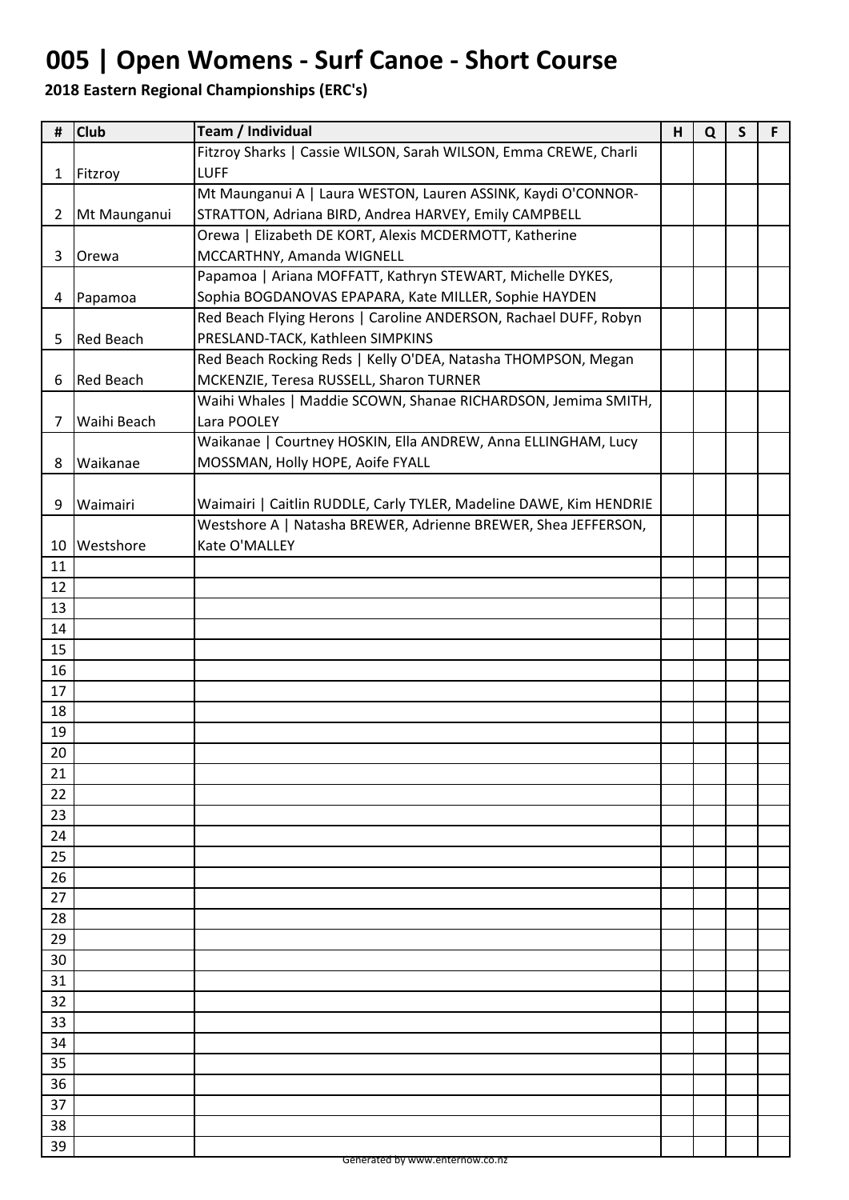# 005 | Open Womens - Surf Canoe - Short Course

**2018 Eastern Regional Championships (ERC's)**

| # | Club | Team / Individual | H | Q | S | F |
|---|---|---|---|---|---|---|
| 1 | Fitzroy | Fitzroy Sharks \| Cassie WILSON, Sarah WILSON, Emma CREWE, Charli LUFF | | | | |
| 2 | Mt Maunganui | Mt Maunganui A \| Laura WESTON, Lauren ASSINK, Kaydi O'CONNOR-STRATTON, Adriana BIRD, Andrea HARVEY, Emily CAMPBELL | | | | |
| 3 | Orewa | Orewa \| Elizabeth DE KORT, Alexis MCDERMOTT, Katherine MCCARTHNY, Amanda WIGNELL | | | | |
| 4 | Papamoa | Papamoa \| Ariana MOFFATT, Kathryn STEWART, Michelle DYKES, Sophia BOGDANOVAS EPAPARA, Kate MILLER, Sophie HAYDEN | | | | |
| 5 | Red Beach | Red Beach Flying Herons \| Caroline ANDERSON, Rachael DUFF, Robyn PRESLAND-TACK, Kathleen SIMPKINS | | | | |
| 6 | Red Beach | Red Beach Rocking Reds \| Kelly O'DEA, Natasha THOMPSON, Megan MCKENZIE, Teresa RUSSELL, Sharon TURNER | | | | |
| 7 | Waihi Beach | Waihi Whales \| Maddie SCOWN, Shanae RICHARDSON, Jemima SMITH, Lara POOLEY | | | | |
| 8 | Waikanae | Waikanae \| Courtney HOSKIN, Ella ANDREW, Anna ELLINGHAM, Lucy MOSSMAN, Holly HOPE, Aoife FYALL | | | | |
| 9 | Waimairi | Waimairi \| Caitlin RUDDLE, Carly TYLER, Madeline DAWE, Kim HENDRIE | | | | |
| 10 | Westshore | Westshore A \| Natasha BREWER, Adrienne BREWER, Shea JEFFERSON, Kate O'MALLEY | | | | |
| 11 | | | | | | |
| 12 | | | | | | |
| 13 | | | | | | |
| 14 | | | | | | |
| 15 | | | | | | |
| 16 | | | | | | |
| 17 | | | | | | |
| 18 | | | | | | |
| 19 | | | | | | |
| 20 | | | | | | |
| 21 | | | | | | |
| 22 | | | | | | |
| 23 | | | | | | |
| 24 | | | | | | |
| 25 | | | | | | |
| 26 | | | | | | |
| 27 | | | | | | |
| 28 | | | | | | |
| 29 | | | | | | |
| 30 | | | | | | |
| 31 | | | | | | |
| 32 | | | | | | |
| 33 | | | | | | |
| 34 | | | | | | |
| 35 | | | | | | |
| 36 | | | | | | |
| 37 | | | | | | |
| 38 | | | | | | |
| 39 | | | | | | |

Generated by www.enternow.co.nz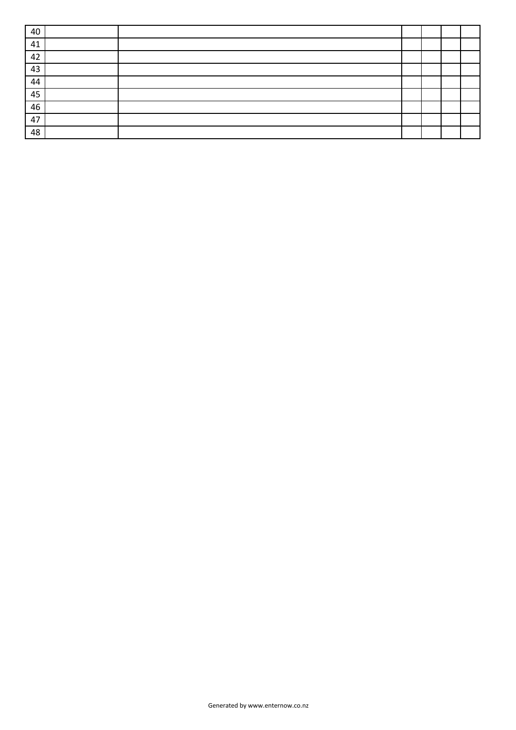| | | | | | | |
|---|---|---|---|---|---|---|
| 40 | | | | | | |
| 41 | | | | | | |
| 42 | | | | | | |
| 43 | | | | | | |
| 44 | | | | | | |
| 45 | | | | | | |
| 46 | | | | | | |
| 47 | | | | | | |
| 48 | | | | | | |

Generated by www.enternow.co.nz